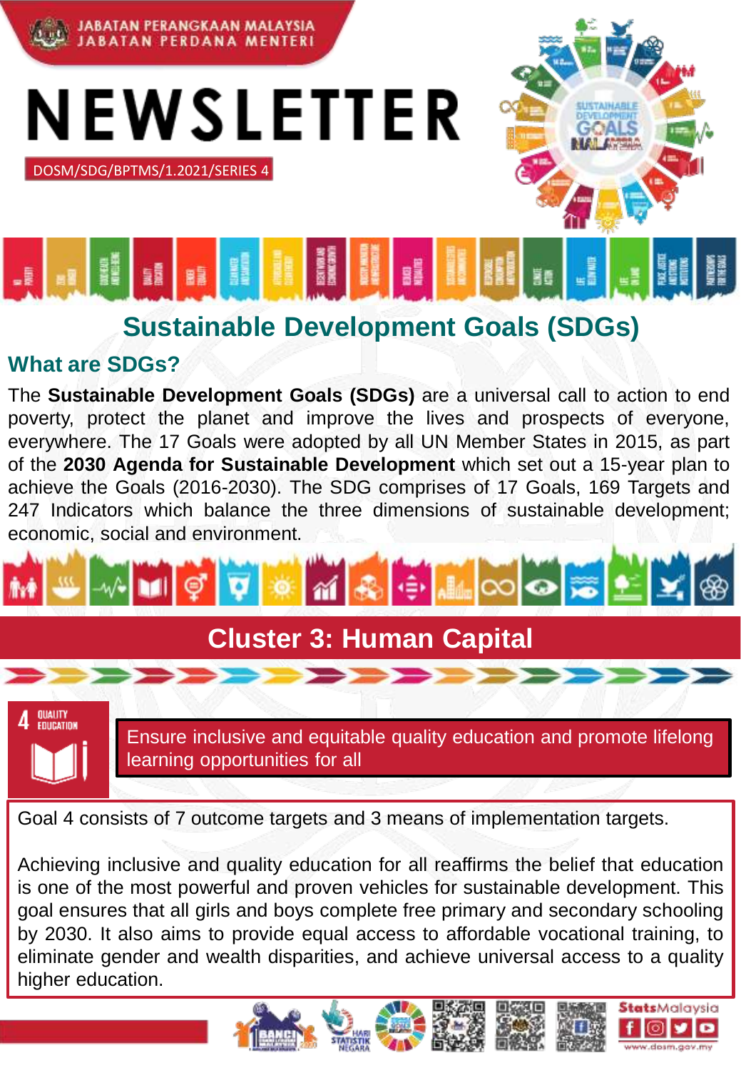JABATAN PERANGKAAN MALAYSIA
JABATAN PERDANA MENTERI

# NEWSLETTER

DOSM/SDG/BPTMS/1.2021/SERIES 4

## Sustainable Development Goals (SDGs)

### What are SDGs?

The **Sustainable Development Goals (SDGs)** are a universal call to action to end poverty, protect the planet and improve the lives and prospects of everyone, everywhere. The 17 Goals were adopted by all UN Member States in 2015, as part of the **2030 Agenda for Sustainable Development** which set out a 15-year plan to achieve the Goals (2016-2030). The SDG comprises of 17 Goals, 169 Targets and 247 Indicators which balance the three dimensions of sustainable development; economic, social and environment.

## Cluster 3: Human Capital

4 QUALITY EDUCATION

Ensure inclusive and equitable quality education and promote lifelong learning opportunities for all

Goal 4 consists of 7 outcome targets and 3 means of implementation targets.

Achieving inclusive and quality education for all reaffirms the belief that education is one of the most powerful and proven vehicles for sustainable development. This goal ensures that all girls and boys complete free primary and secondary schooling by 2030. It also aims to provide equal access to affordable vocational training, to eliminate gender and wealth disparities, and achieve universal access to a quality higher education.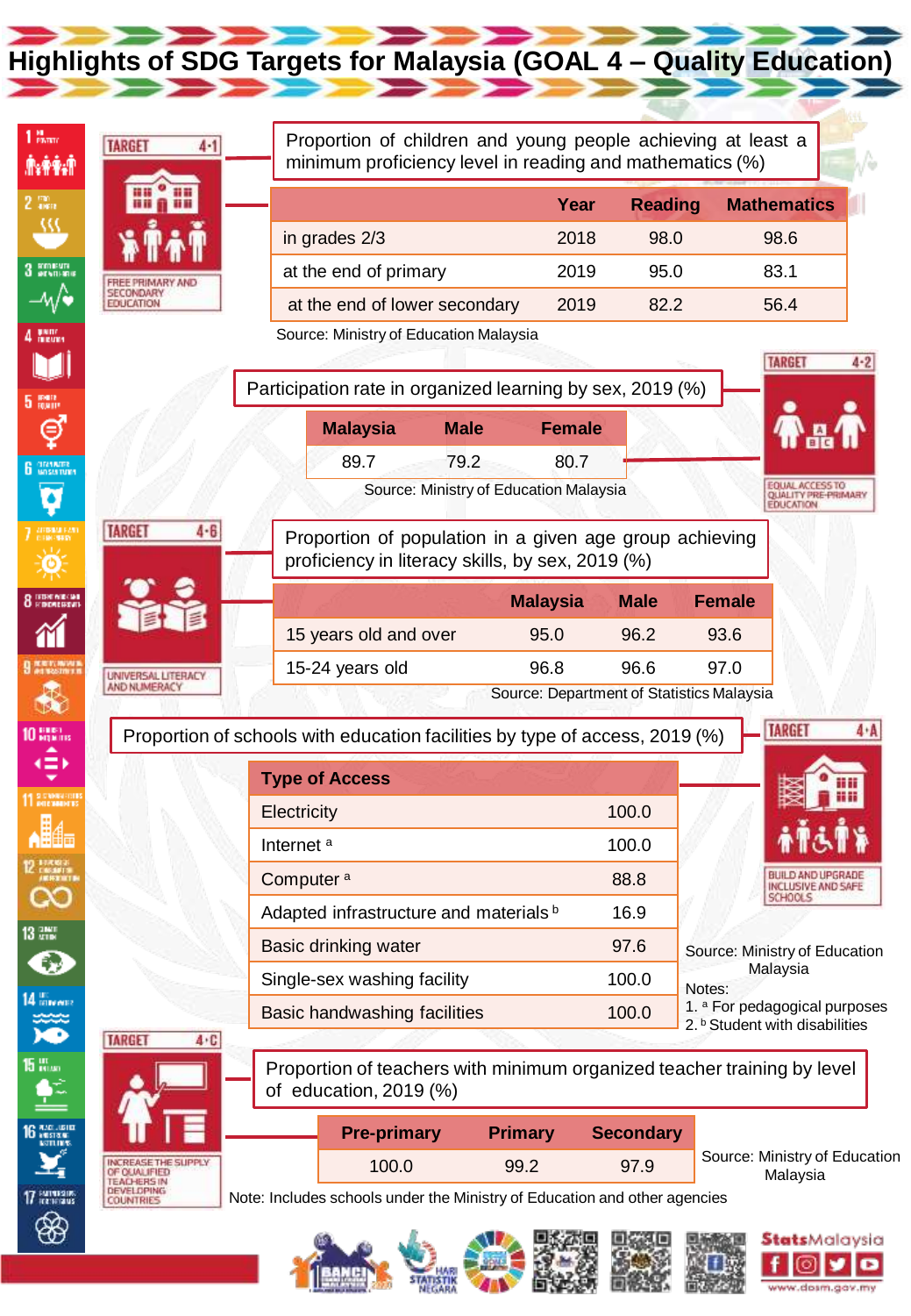# Highlights of SDG Targets for Malaysia (GOAL 4 – Quality Education)

TARGET 4·1

FREE PRIMARY AND SECONDARY EDUCATION

## Proportion of children and young people achieving at least a minimum proficiency level in reading and mathematics (%)

| | Year | Reading | Mathematics |
|---|---|---|---|
| in grades 2/3 | 2018 | 98.0 | 98.6 |
| at the end of primary | 2019 | 95.0 | 83.1 |
| at the end of lower secondary | 2019 | 82.2 | 56.4 |

Source: Ministry of Education Malaysia

TARGET 4·2

EQUAL ACCESS TO QUALITY PRE-PRIMARY EDUCATION

## Participation rate in organized learning by sex, 2019 (%)

| Malaysia | Male | Female |
|---|---|---|
| 89.7 | 79.2 | 80.7 |

Source: Ministry of Education Malaysia

TARGET 4·6

UNIVERSAL LITERACY AND NUMERACY

## Proportion of population in a given age group achieving proficiency in literacy skills, by sex, 2019 (%)

| | Malaysia | Male | Female |
|---|---|---|---|
| 15 years old and over | 95.0 | 96.2 | 93.6 |
| 15-24 years old | 96.8 | 96.6 | 97.0 |

Source: Department of Statistics Malaysia

TARGET 4·A

BUILD AND UPGRADE INCLUSIVE AND SAFE SCHOOLS

## Proportion of schools with education facilities by type of access, 2019 (%)

| Type of Access | |
|---|---|
| Electricity | 100.0 |
| Internet [a] | 100.0 |
| Computer [a] | 88.8 |
| Adapted infrastructure and materials [b] | 16.9 |
| Basic drinking water | 97.6 |
| Single-sex washing facility | 100.0 |
| Basic handwashing facilities | 100.0 |

Source: Ministry of Education Malaysia

Notes:
1. [a] For pedagogical purposes
2. [b] Student with disabilities

TARGET 4·C

INCREASE THE SUPPLY OF QUALIFIED TEACHERS IN DEVELOPING COUNTRIES

## Proportion of teachers with minimum organized teacher training by level of education, 2019 (%)

| Pre-primary | Primary | Secondary |
|---|---|---|
| 100.0 | 99.2 | 97.9 |

Source: Ministry of Education Malaysia

Note: Includes schools under the Ministry of Education and other agencies

StatsMalaysia

www.dosm.gov.my